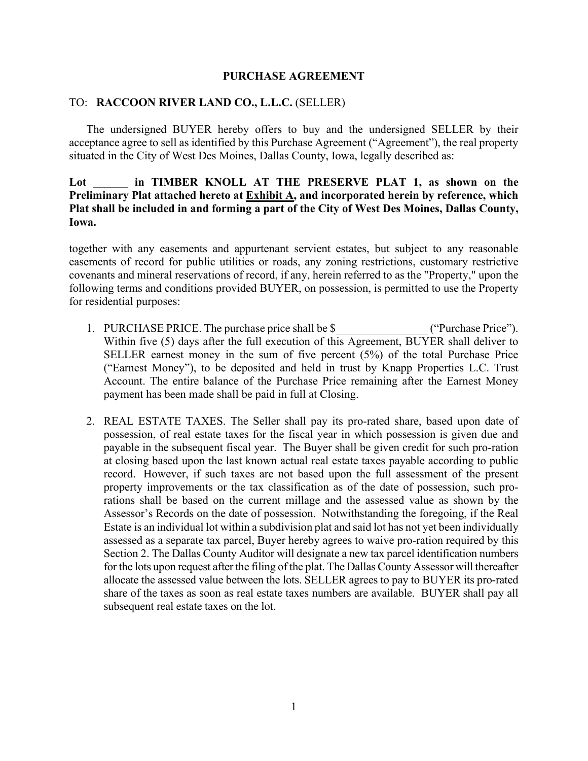# PURCHASE AGREEMENT

TO: **RACCOON RIVER LAND CO., L.L.C.** (SELLER)

The undersigned BUYER hereby offers to buy and the undersigned SELLER by their acceptance agree to sell as identified by this Purchase Agreement ("Agreement"), the real property situated in the City of West Des Moines, Dallas County, Iowa, legally described as:

**Lot ______ in TIMBER KNOLL AT THE PRESERVE PLAT 1, as shown on the Preliminary Plat attached hereto at <u>Exhibit A</u>, and incorporated herein by reference, which Plat shall be included in and forming a part of the City of West Des Moines, Dallas County, Iowa.**

together with any easements and appurtenant servient estates, but subject to any reasonable easements of record for public utilities or roads, any zoning restrictions, customary restrictive covenants and mineral reservations of record, if any, herein referred to as the "Property," upon the following terms and conditions provided BUYER, on possession, is permitted to use the Property for residential purposes:

1. PURCHASE PRICE. The purchase price shall be $________________ ("Purchase Price"). Within five (5) days after the full execution of this Agreement, BUYER shall deliver to SELLER earnest money in the sum of five percent (5%) of the total Purchase Price ("Earnest Money"), to be deposited and held in trust by Knapp Properties L.C. Trust Account. The entire balance of the Purchase Price remaining after the Earnest Money payment has been made shall be paid in full at Closing.

2. REAL ESTATE TAXES. The Seller shall pay its pro-rated share, based upon date of possession, of real estate taxes for the fiscal year in which possession is given due and payable in the subsequent fiscal year. The Buyer shall be given credit for such pro-ration at closing based upon the last known actual real estate taxes payable according to public record. However, if such taxes are not based upon the full assessment of the present property improvements or the tax classification as of the date of possession, such pro-rations shall be based on the current millage and the assessed value as shown by the Assessor's Records on the date of possession. Notwithstanding the foregoing, if the Real Estate is an individual lot within a subdivision plat and said lot has not yet been individually assessed as a separate tax parcel, Buyer hereby agrees to waive pro-ration required by this Section 2. The Dallas County Auditor will designate a new tax parcel identification numbers for the lots upon request after the filing of the plat. The Dallas County Assessor will thereafter allocate the assessed value between the lots. SELLER agrees to pay to BUYER its pro-rated share of the taxes as soon as real estate taxes numbers are available. BUYER shall pay all subsequent real estate taxes on the lot.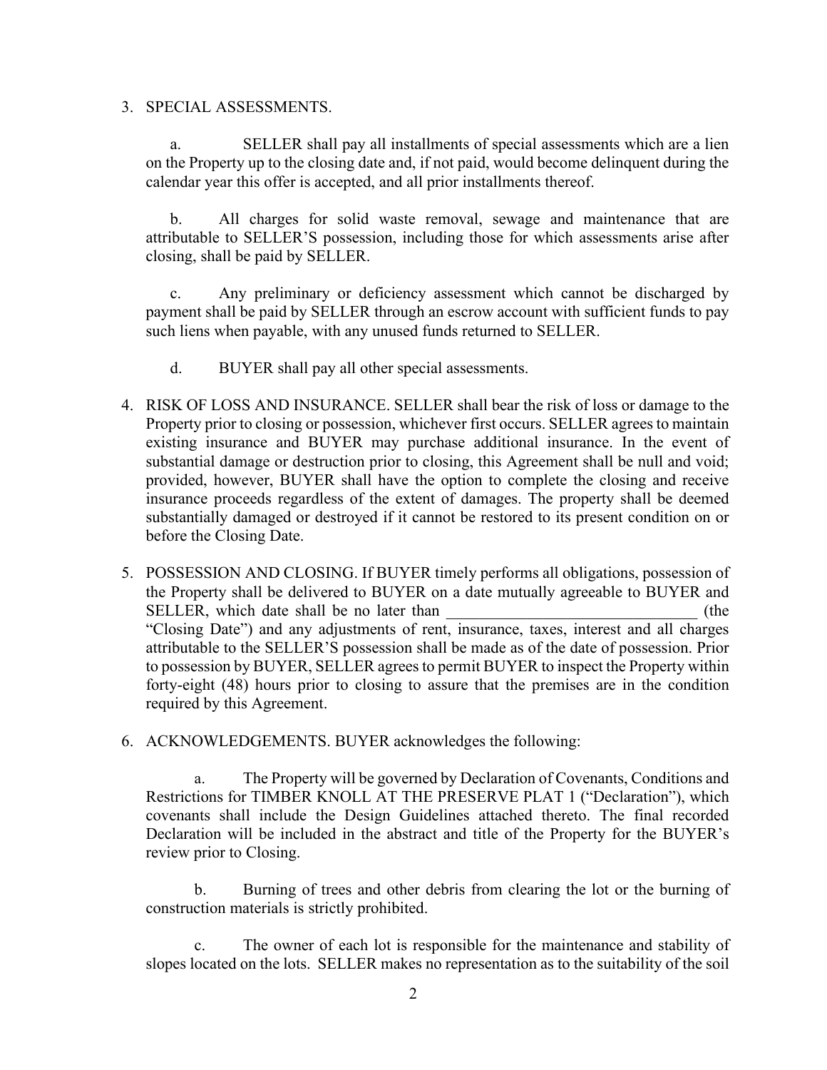3. SPECIAL ASSESSMENTS.

   a. SELLER shall pay all installments of special assessments which are a lien on the Property up to the closing date and, if not paid, would become delinquent during the calendar year this offer is accepted, and all prior installments thereof.

   b. All charges for solid waste removal, sewage and maintenance that are attributable to SELLER'S possession, including those for which assessments arise after closing, shall be paid by SELLER.

   c. Any preliminary or deficiency assessment which cannot be discharged by payment shall be paid by SELLER through an escrow account with sufficient funds to pay such liens when payable, with any unused funds returned to SELLER.

   d. BUYER shall pay all other special assessments.

4. RISK OF LOSS AND INSURANCE. SELLER shall bear the risk of loss or damage to the Property prior to closing or possession, whichever first occurs. SELLER agrees to maintain existing insurance and BUYER may purchase additional insurance. In the event of substantial damage or destruction prior to closing, this Agreement shall be null and void; provided, however, BUYER shall have the option to complete the closing and receive insurance proceeds regardless of the extent of damages. The property shall be deemed substantially damaged or destroyed if it cannot be restored to its present condition on or before the Closing Date.

5. POSSESSION AND CLOSING. If BUYER timely performs all obligations, possession of the Property shall be delivered to BUYER on a date mutually agreeable to BUYER and SELLER, which date shall be no later than _______________________________ (the "Closing Date") and any adjustments of rent, insurance, taxes, interest and all charges attributable to the SELLER'S possession shall be made as of the date of possession. Prior to possession by BUYER, SELLER agrees to permit BUYER to inspect the Property within forty-eight (48) hours prior to closing to assure that the premises are in the condition required by this Agreement.

6. ACKNOWLEDGEMENTS. BUYER acknowledges the following:

   a. The Property will be governed by Declaration of Covenants, Conditions and Restrictions for TIMBER KNOLL AT THE PRESERVE PLAT 1 ("Declaration"), which covenants shall include the Design Guidelines attached thereto. The final recorded Declaration will be included in the abstract and title of the Property for the BUYER's review prior to Closing.

   b. Burning of trees and other debris from clearing the lot or the burning of construction materials is strictly prohibited.

   c. The owner of each lot is responsible for the maintenance and stability of slopes located on the lots. SELLER makes no representation as to the suitability of the soil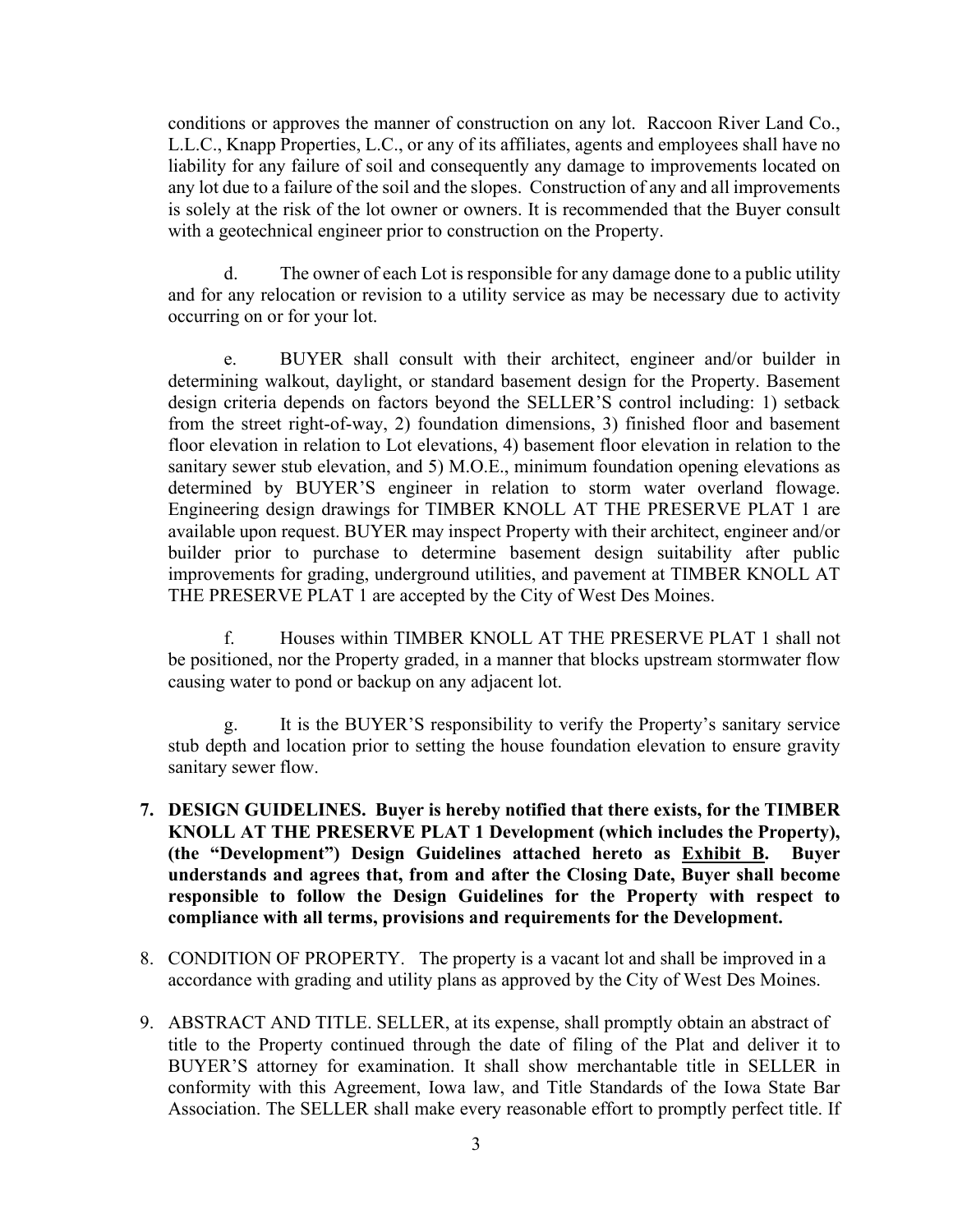conditions or approves the manner of construction on any lot. Raccoon River Land Co., L.L.C., Knapp Properties, L.C., or any of its affiliates, agents and employees shall have no liability for any failure of soil and consequently any damage to improvements located on any lot due to a failure of the soil and the slopes. Construction of any and all improvements is solely at the risk of the lot owner or owners. It is recommended that the Buyer consult with a geotechnical engineer prior to construction on the Property.

d. The owner of each Lot is responsible for any damage done to a public utility and for any relocation or revision to a utility service as may be necessary due to activity occurring on or for your lot.

e. BUYER shall consult with their architect, engineer and/or builder in determining walkout, daylight, or standard basement design for the Property. Basement design criteria depends on factors beyond the SELLER'S control including: 1) setback from the street right-of-way, 2) foundation dimensions, 3) finished floor and basement floor elevation in relation to Lot elevations, 4) basement floor elevation in relation to the sanitary sewer stub elevation, and 5) M.O.E., minimum foundation opening elevations as determined by BUYER'S engineer in relation to storm water overland flowage. Engineering design drawings for TIMBER KNOLL AT THE PRESERVE PLAT 1 are available upon request. BUYER may inspect Property with their architect, engineer and/or builder prior to purchase to determine basement design suitability after public improvements for grading, underground utilities, and pavement at TIMBER KNOLL AT THE PRESERVE PLAT 1 are accepted by the City of West Des Moines.

f. Houses within TIMBER KNOLL AT THE PRESERVE PLAT 1 shall not be positioned, nor the Property graded, in a manner that blocks upstream stormwater flow causing water to pond or backup on any adjacent lot.

g. It is the BUYER'S responsibility to verify the Property's sanitary service stub depth and location prior to setting the house foundation elevation to ensure gravity sanitary sewer flow.

7. **DESIGN GUIDELINES. Buyer is hereby notified that there exists, for the TIMBER KNOLL AT THE PRESERVE PLAT 1 Development (which includes the Property), (the "Development") Design Guidelines attached hereto as <u>Exhibit B</u>. Buyer understands and agrees that, from and after the Closing Date, Buyer shall become responsible to follow the Design Guidelines for the Property with respect to compliance with all terms, provisions and requirements for the Development.**

8. CONDITION OF PROPERTY. The property is a vacant lot and shall be improved in a accordance with grading and utility plans as approved by the City of West Des Moines.

9. ABSTRACT AND TITLE. SELLER, at its expense, shall promptly obtain an abstract of title to the Property continued through the date of filing of the Plat and deliver it to BUYER'S attorney for examination. It shall show merchantable title in SELLER in conformity with this Agreement, Iowa law, and Title Standards of the Iowa State Bar Association. The SELLER shall make every reasonable effort to promptly perfect title. If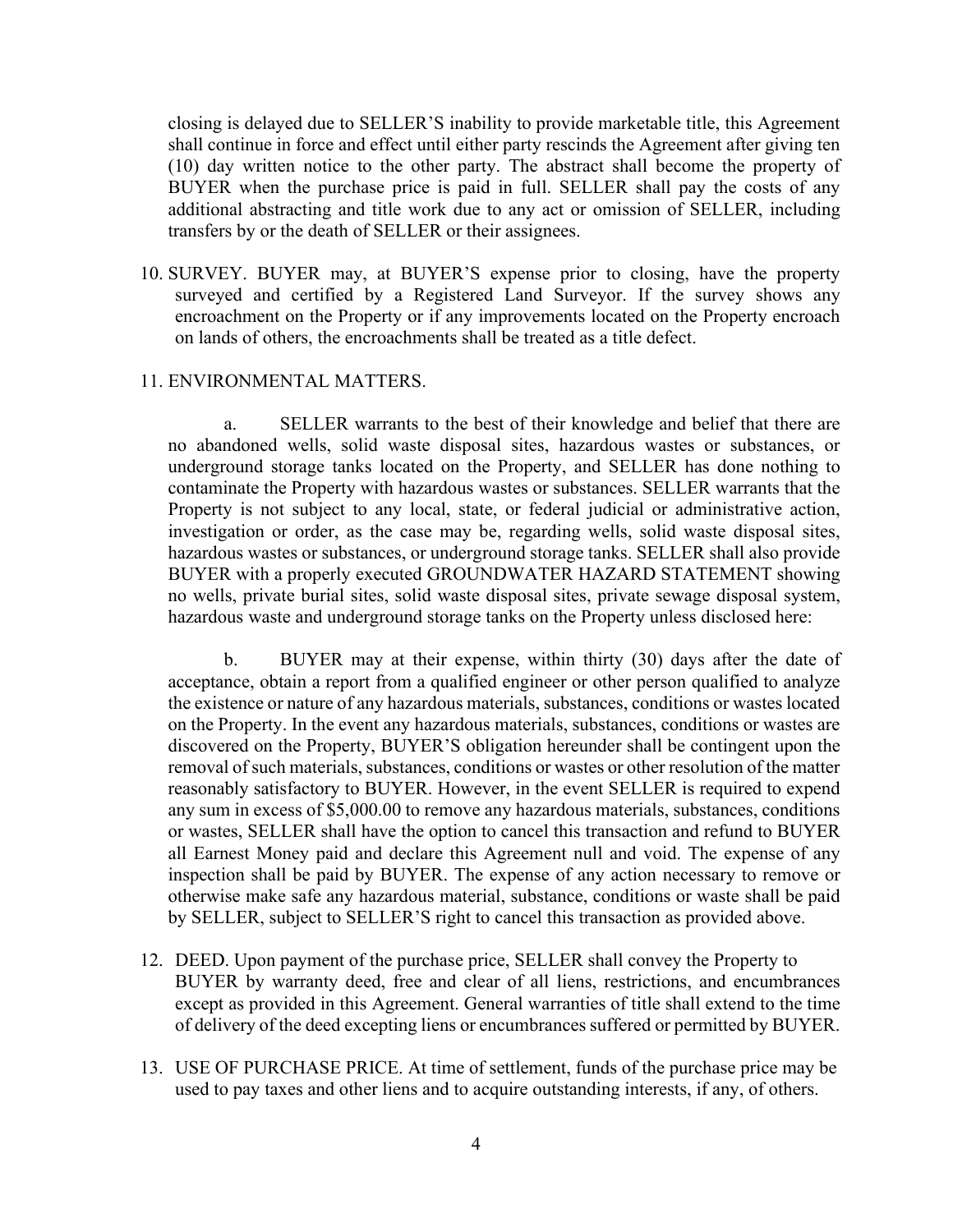closing is delayed due to SELLER'S inability to provide marketable title, this Agreement shall continue in force and effect until either party rescinds the Agreement after giving ten (10) day written notice to the other party. The abstract shall become the property of BUYER when the purchase price is paid in full. SELLER shall pay the costs of any additional abstracting and title work due to any act or omission of SELLER, including transfers by or the death of SELLER or their assignees.

10. SURVEY. BUYER may, at BUYER'S expense prior to closing, have the property surveyed and certified by a Registered Land Surveyor. If the survey shows any encroachment on the Property or if any improvements located on the Property encroach on lands of others, the encroachments shall be treated as a title defect.

11. ENVIRONMENTAL MATTERS.

    a. SELLER warrants to the best of their knowledge and belief that there are no abandoned wells, solid waste disposal sites, hazardous wastes or substances, or underground storage tanks located on the Property, and SELLER has done nothing to contaminate the Property with hazardous wastes or substances. SELLER warrants that the Property is not subject to any local, state, or federal judicial or administrative action, investigation or order, as the case may be, regarding wells, solid waste disposal sites, hazardous wastes or substances, or underground storage tanks. SELLER shall also provide BUYER with a properly executed GROUNDWATER HAZARD STATEMENT showing no wells, private burial sites, solid waste disposal sites, private sewage disposal system, hazardous waste and underground storage tanks on the Property unless disclosed here:

    b. BUYER may at their expense, within thirty (30) days after the date of acceptance, obtain a report from a qualified engineer or other person qualified to analyze the existence or nature of any hazardous materials, substances, conditions or wastes located on the Property. In the event any hazardous materials, substances, conditions or wastes are discovered on the Property, BUYER'S obligation hereunder shall be contingent upon the removal of such materials, substances, conditions or wastes or other resolution of the matter reasonably satisfactory to BUYER. However, in the event SELLER is required to expend any sum in excess of $5,000.00 to remove any hazardous materials, substances, conditions or wastes, SELLER shall have the option to cancel this transaction and refund to BUYER all Earnest Money paid and declare this Agreement null and void. The expense of any inspection shall be paid by BUYER. The expense of any action necessary to remove or otherwise make safe any hazardous material, substance, conditions or waste shall be paid by SELLER, subject to SELLER'S right to cancel this transaction as provided above.

12. DEED. Upon payment of the purchase price, SELLER shall convey the Property to BUYER by warranty deed, free and clear of all liens, restrictions, and encumbrances except as provided in this Agreement. General warranties of title shall extend to the time of delivery of the deed excepting liens or encumbrances suffered or permitted by BUYER.

13. USE OF PURCHASE PRICE. At time of settlement, funds of the purchase price may be used to pay taxes and other liens and to acquire outstanding interests, if any, of others.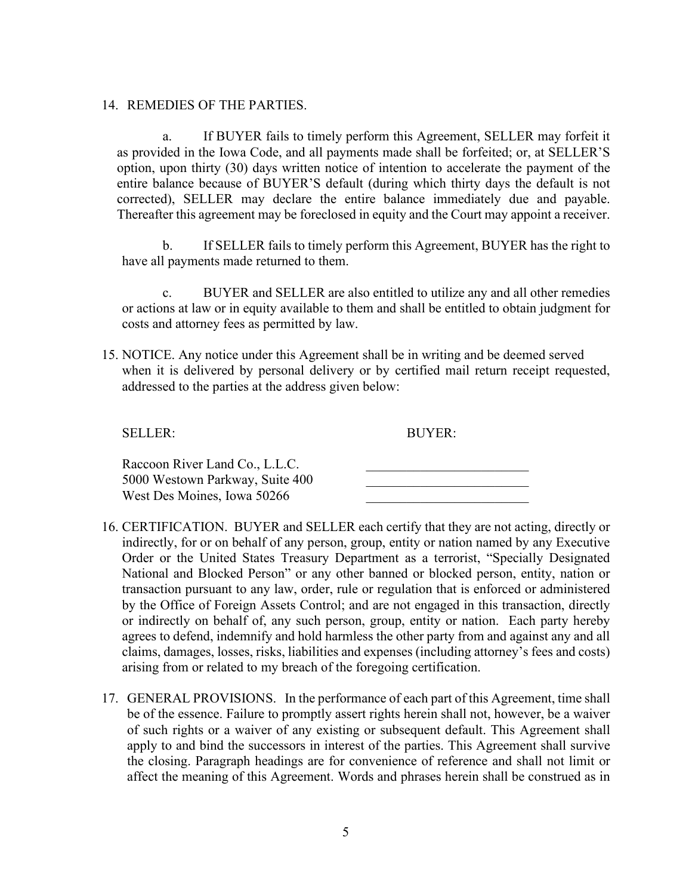14. REMEDIES OF THE PARTIES.

    a. If BUYER fails to timely perform this Agreement, SELLER may forfeit it as provided in the Iowa Code, and all payments made shall be forfeited; or, at SELLER'S option, upon thirty (30) days written notice of intention to accelerate the payment of the entire balance because of BUYER'S default (during which thirty days the default is not corrected), SELLER may declare the entire balance immediately due and payable. Thereafter this agreement may be foreclosed in equity and the Court may appoint a receiver.

    b. If SELLER fails to timely perform this Agreement, BUYER has the right to have all payments made returned to them.

    c. BUYER and SELLER are also entitled to utilize any and all other remedies or actions at law or in equity available to them and shall be entitled to obtain judgment for costs and attorney fees as permitted by law.

15. NOTICE. Any notice under this Agreement shall be in writing and be deemed served when it is delivered by personal delivery or by certified mail return receipt requested, addressed to the parties at the address given below:

| SELLER: | BUYER: |
|---|---|
| Raccoon River Land Co., L.L.C. | ________________________ |
| 5000 Westown Parkway, Suite 400 | ________________________ |
| West Des Moines, Iowa 50266 | ________________________ |

16. CERTIFICATION. BUYER and SELLER each certify that they are not acting, directly or indirectly, for or on behalf of any person, group, entity or nation named by any Executive Order or the United States Treasury Department as a terrorist, "Specially Designated National and Blocked Person" or any other banned or blocked person, entity, nation or transaction pursuant to any law, order, rule or regulation that is enforced or administered by the Office of Foreign Assets Control; and are not engaged in this transaction, directly or indirectly on behalf of, any such person, group, entity or nation. Each party hereby agrees to defend, indemnify and hold harmless the other party from and against any and all claims, damages, losses, risks, liabilities and expenses (including attorney's fees and costs) arising from or related to my breach of the foregoing certification.

17. GENERAL PROVISIONS. In the performance of each part of this Agreement, time shall be of the essence. Failure to promptly assert rights herein shall not, however, be a waiver of such rights or a waiver of any existing or subsequent default. This Agreement shall apply to and bind the successors in interest of the parties. This Agreement shall survive the closing. Paragraph headings are for convenience of reference and shall not limit or affect the meaning of this Agreement. Words and phrases herein shall be construed as in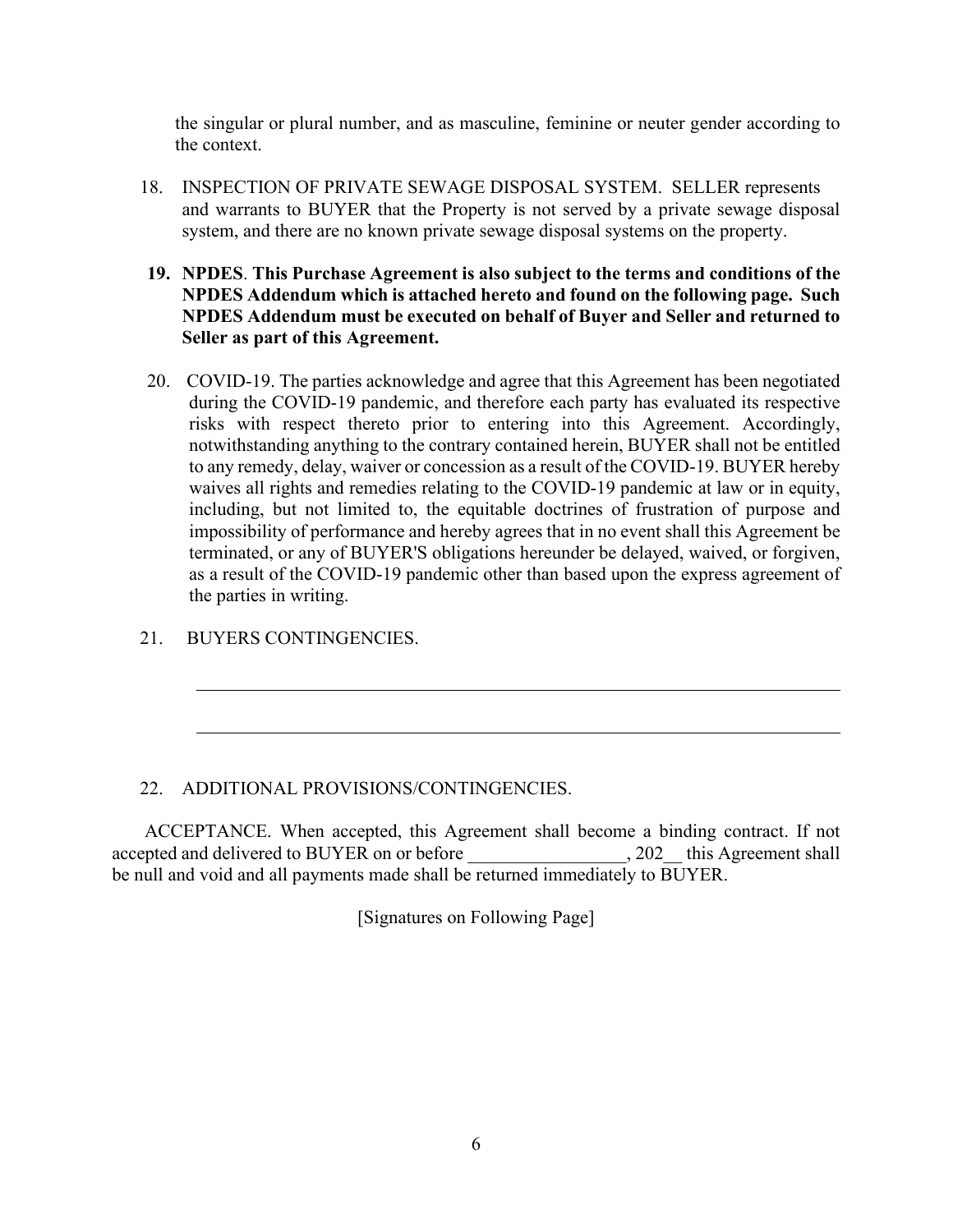the singular or plural number, and as masculine, feminine or neuter gender according to the context.

18. INSPECTION OF PRIVATE SEWAGE DISPOSAL SYSTEM. SELLER represents and warrants to BUYER that the Property is not served by a private sewage disposal system, and there are no known private sewage disposal systems on the property.

19. **NPDES**. **This Purchase Agreement is also subject to the terms and conditions of the NPDES Addendum which is attached hereto and found on the following page. Such NPDES Addendum must be executed on behalf of Buyer and Seller and returned to Seller as part of this Agreement.**

20. COVID-19. The parties acknowledge and agree that this Agreement has been negotiated during the COVID-19 pandemic, and therefore each party has evaluated its respective risks with respect thereto prior to entering into this Agreement. Accordingly, notwithstanding anything to the contrary contained herein, BUYER shall not be entitled to any remedy, delay, waiver or concession as a result of the COVID-19. BUYER hereby waives all rights and remedies relating to the COVID-19 pandemic at law or in equity, including, but not limited to, the equitable doctrines of frustration of purpose and impossibility of performance and hereby agrees that in no event shall this Agreement be terminated, or any of BUYER'S obligations hereunder be delayed, waived, or forgiven, as a result of the COVID-19 pandemic other than based upon the express agreement of the parties in writing.

21. BUYERS CONTINGENCIES.

______________________________________________________________________

______________________________________________________________________

22. ADDITIONAL PROVISIONS/CONTINGENCIES.

ACCEPTANCE. When accepted, this Agreement shall become a binding contract. If not accepted and delivered to BUYER on or before _________________, 202__ this Agreement shall be null and void and all payments made shall be returned immediately to BUYER.

[Signatures on Following Page]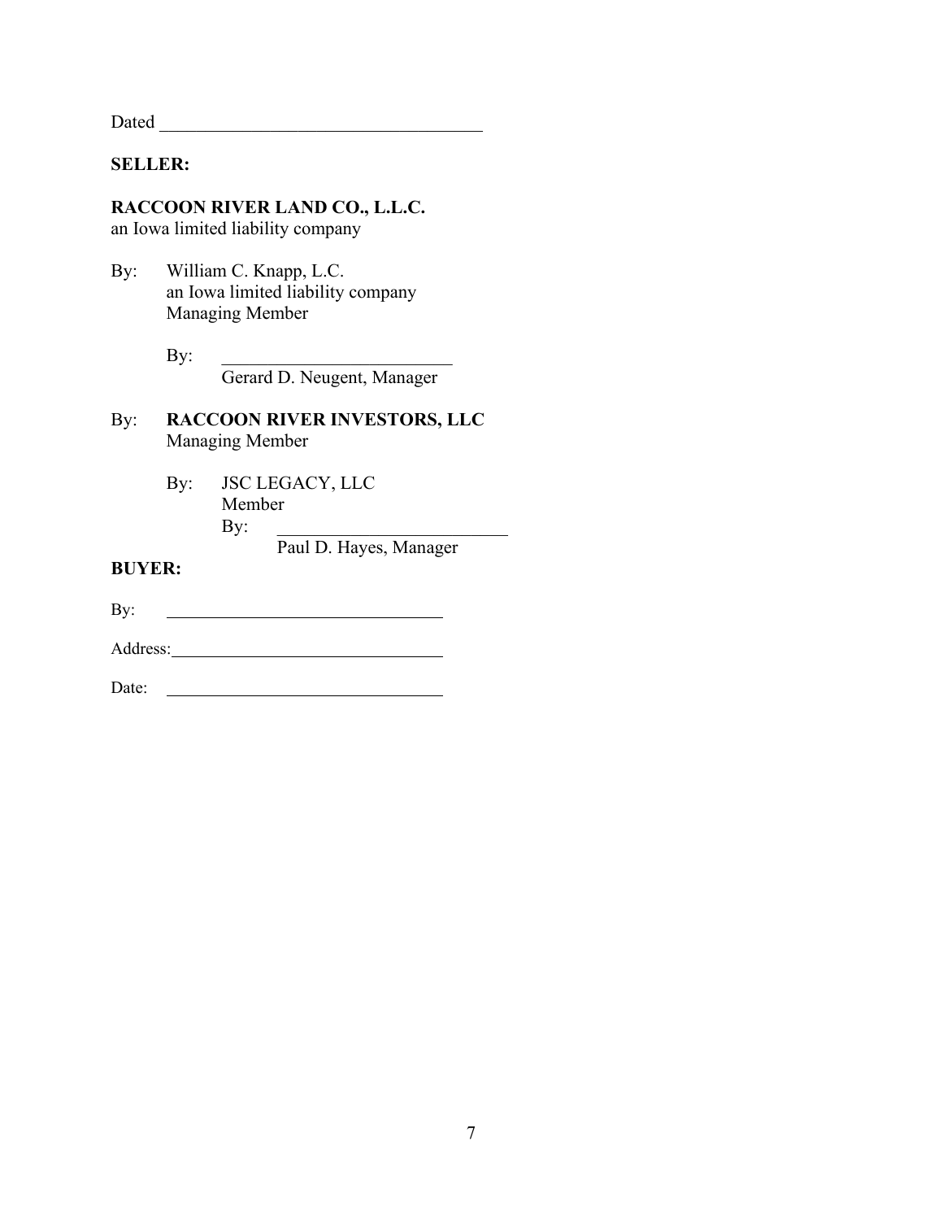Dated ____________________________________

**SELLER:**

**RACCOON RIVER LAND CO., L.L.C.**
an Iowa limited liability company

By: William C. Knapp, L.C.
an Iowa limited liability company
Managing Member

By: __________________________
Gerard D. Neugent, Manager

By: **RACCOON RIVER INVESTORS, LLC**
Managing Member

By: JSC LEGACY, LLC
Member
By: __________________________
Paul D. Hayes, Manager

**BUYER:**

By: ________________________________

Address: ________________________________

Date: ________________________________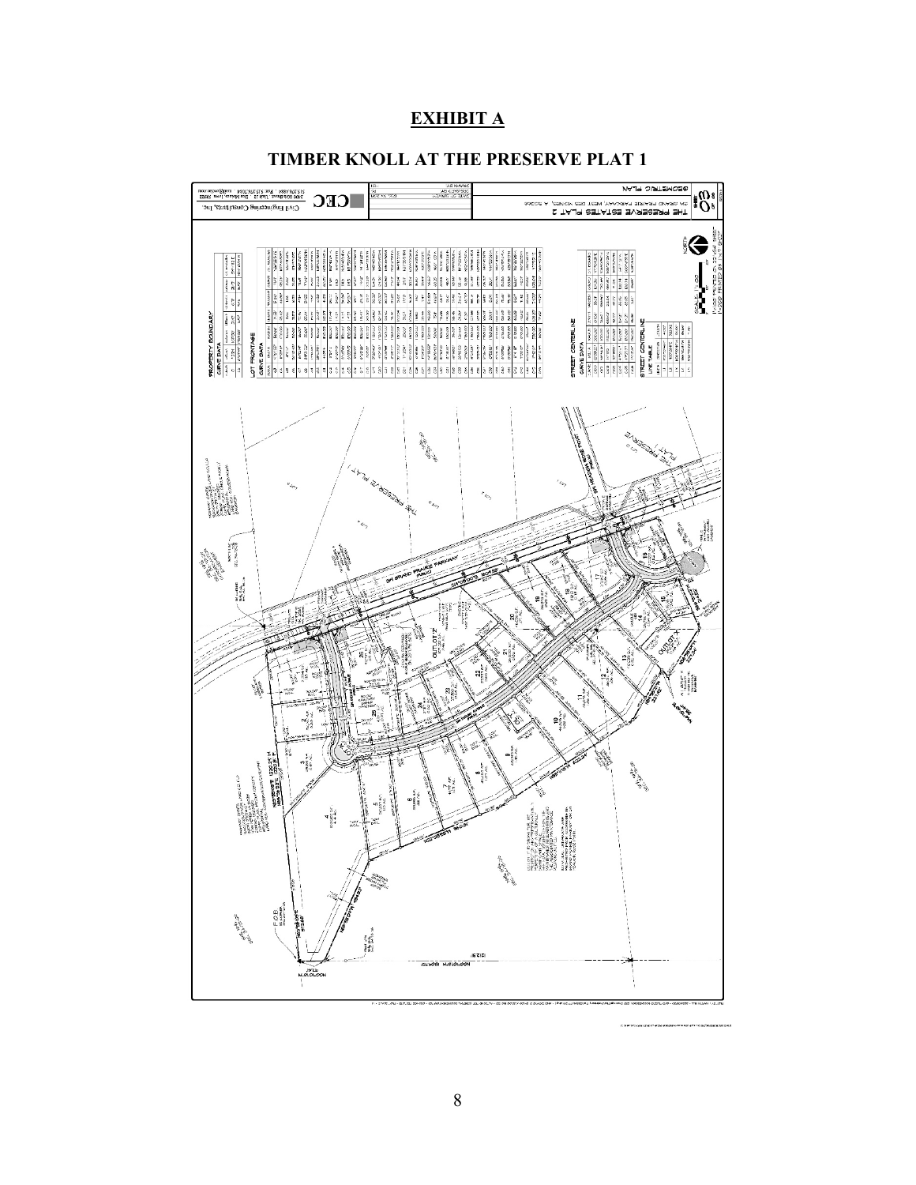# EXHIBIT A

## TIMBER KNOLL AT THE PRESERVE PLAT 1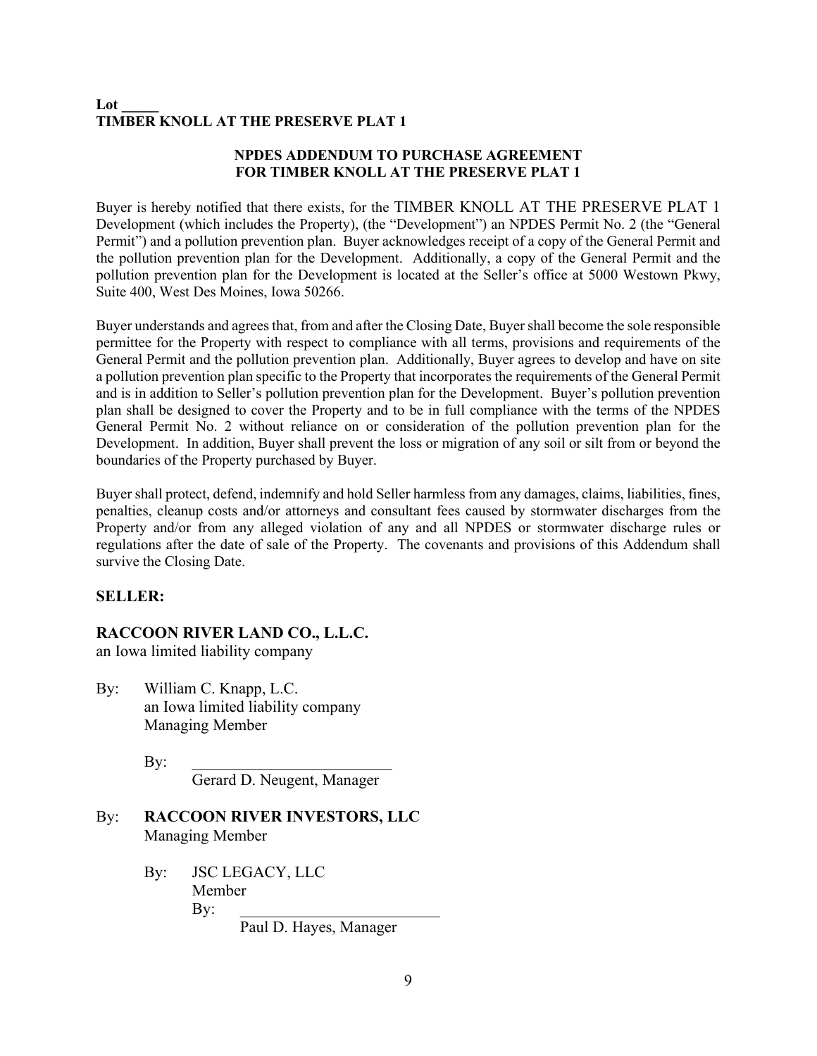**Lot _____**
**TIMBER KNOLL AT THE PRESERVE PLAT 1**

**NPDES ADDENDUM TO PURCHASE AGREEMENT**
**FOR TIMBER KNOLL AT THE PRESERVE PLAT 1**

Buyer is hereby notified that there exists, for the TIMBER KNOLL AT THE PRESERVE PLAT 1 Development (which includes the Property), (the "Development") an NPDES Permit No. 2 (the "General Permit") and a pollution prevention plan. Buyer acknowledges receipt of a copy of the General Permit and the pollution prevention plan for the Development. Additionally, a copy of the General Permit and the pollution prevention plan for the Development is located at the Seller's office at 5000 Westown Pkwy, Suite 400, West Des Moines, Iowa 50266.

Buyer understands and agrees that, from and after the Closing Date, Buyer shall become the sole responsible permittee for the Property with respect to compliance with all terms, provisions and requirements of the General Permit and the pollution prevention plan. Additionally, Buyer agrees to develop and have on site a pollution prevention plan specific to the Property that incorporates the requirements of the General Permit and is in addition to Seller's pollution prevention plan for the Development. Buyer's pollution prevention plan shall be designed to cover the Property and to be in full compliance with the terms of the NPDES General Permit No. 2 without reliance on or consideration of the pollution prevention plan for the Development. In addition, Buyer shall prevent the loss or migration of any soil or silt from or beyond the boundaries of the Property purchased by Buyer.

Buyer shall protect, defend, indemnify and hold Seller harmless from any damages, claims, liabilities, fines, penalties, cleanup costs and/or attorneys and consultant fees caused by stormwater discharges from the Property and/or from any alleged violation of any and all NPDES or stormwater discharge rules or regulations after the date of sale of the Property. The covenants and provisions of this Addendum shall survive the Closing Date.

**SELLER:**

**RACCOON RIVER LAND CO., L.L.C.**
an Iowa limited liability company

By: William C. Knapp, L.C.
an Iowa limited liability company
Managing Member

By: _________________________
Gerard D. Neugent, Manager

By: **RACCOON RIVER INVESTORS, LLC**
Managing Member

By: JSC LEGACY, LLC
Member
By: _________________________
Paul D. Hayes, Manager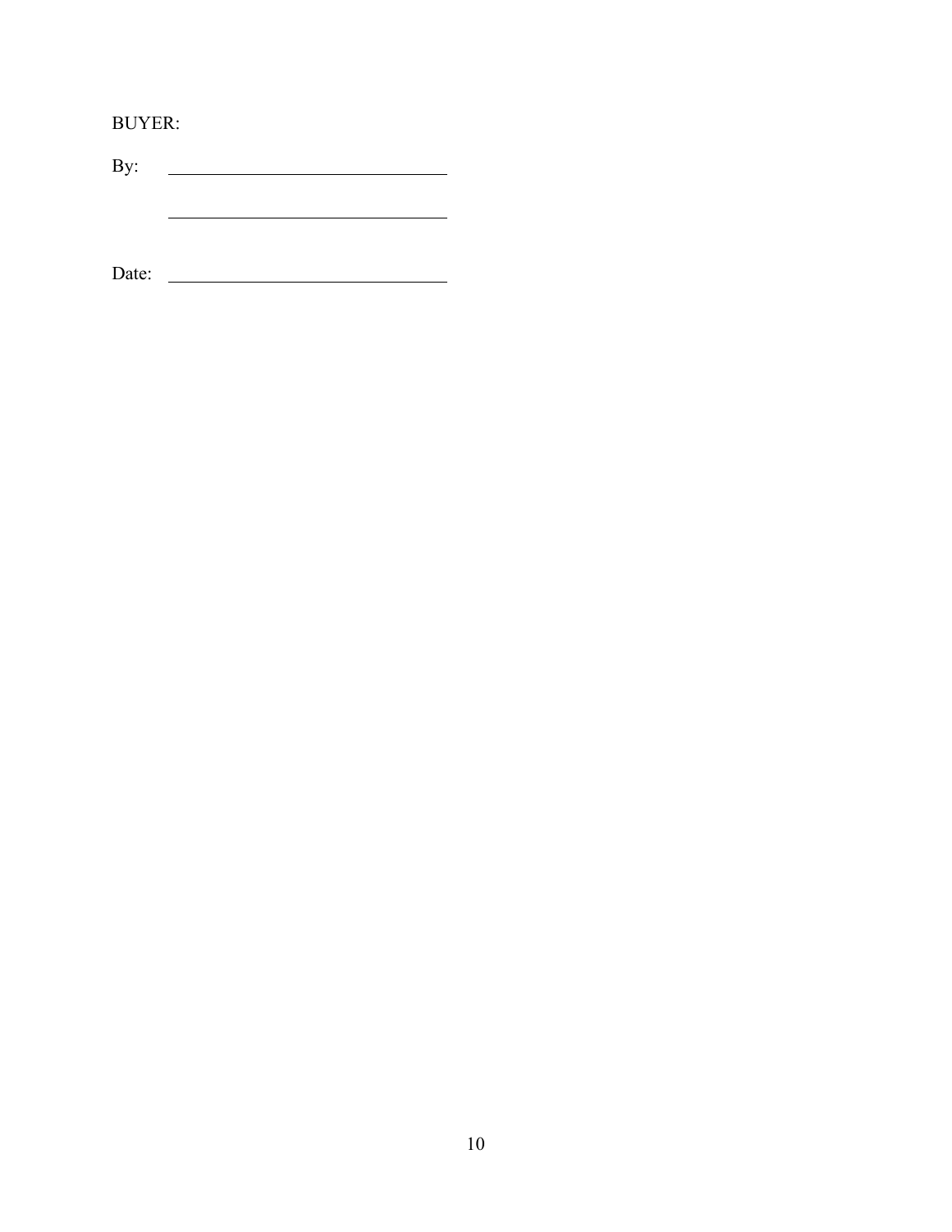BUYER:

By: ______________________________

&nbsp;&nbsp;&nbsp;&nbsp;&nbsp;&nbsp;______________________________

Date: ______________________________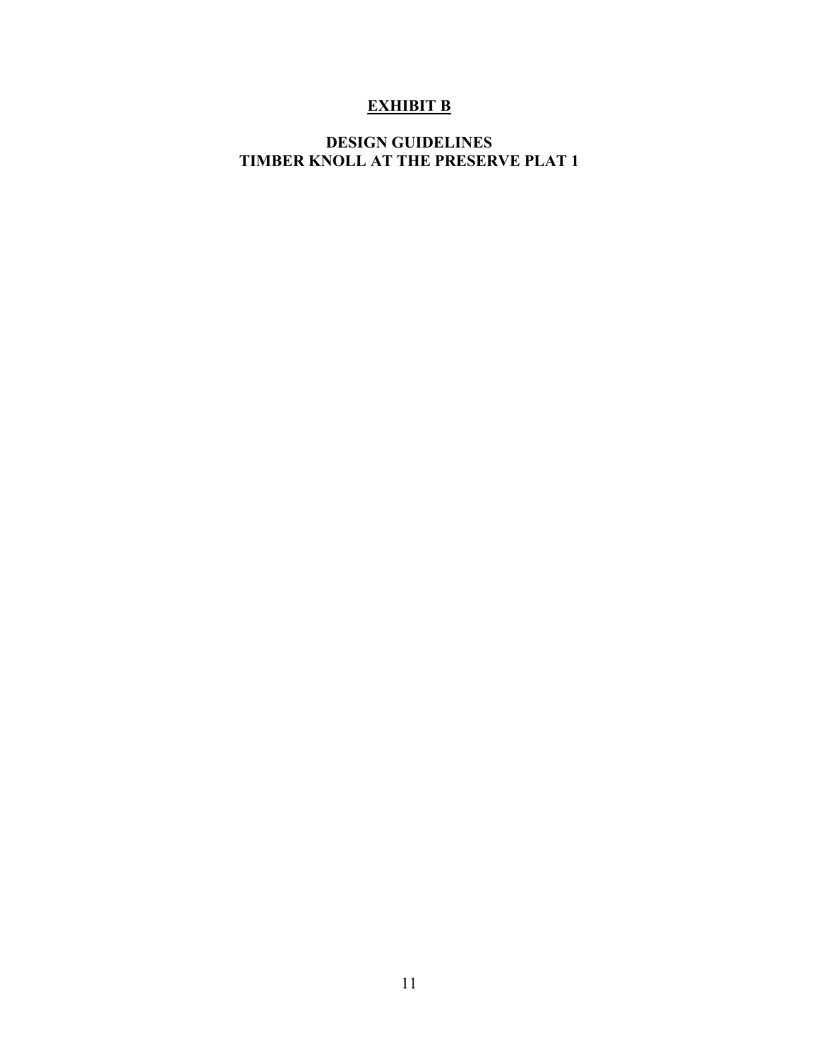# EXHIBIT B

## DESIGN GUIDELINES
## TIMBER KNOLL AT THE PRESERVE PLAT 1